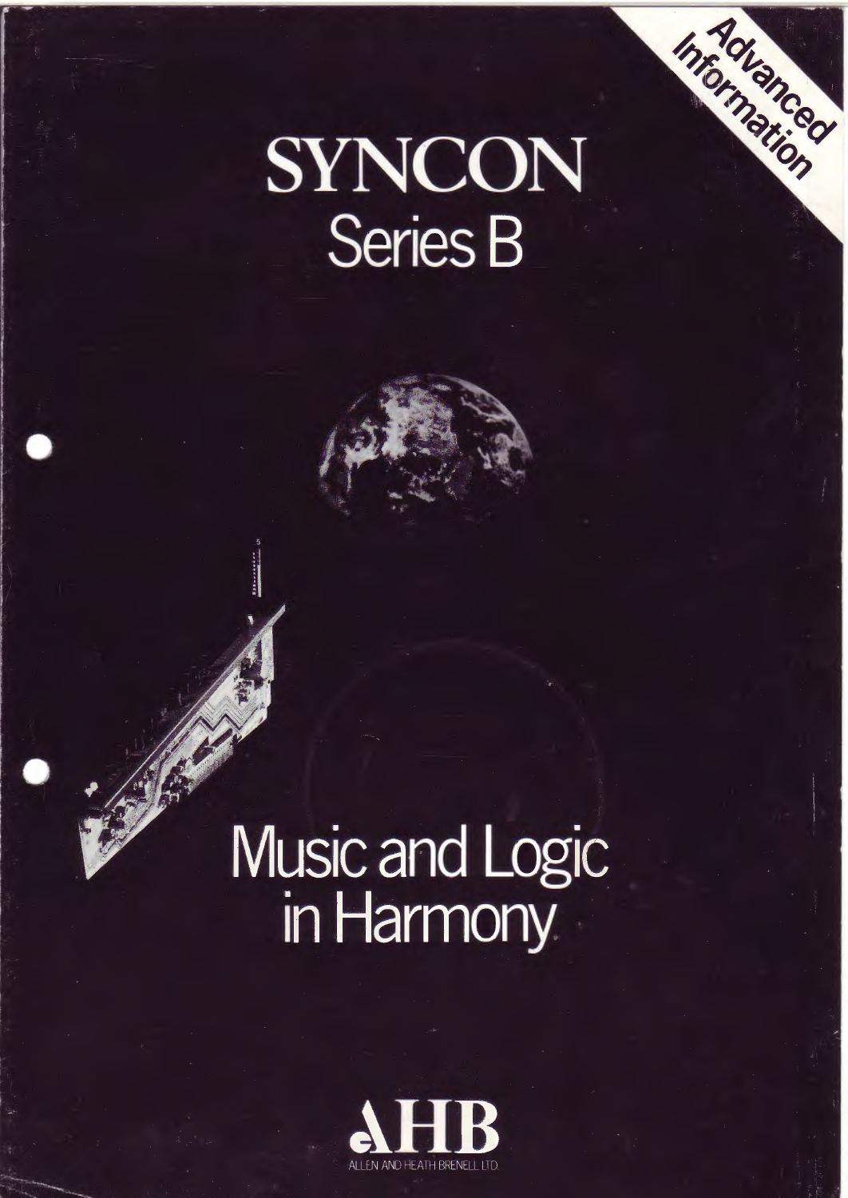Advanced Information

# SYNCON

## Series B

# Music and Logic in Harmony

AHB

ALLEN AND HEATH BRENELL LTD.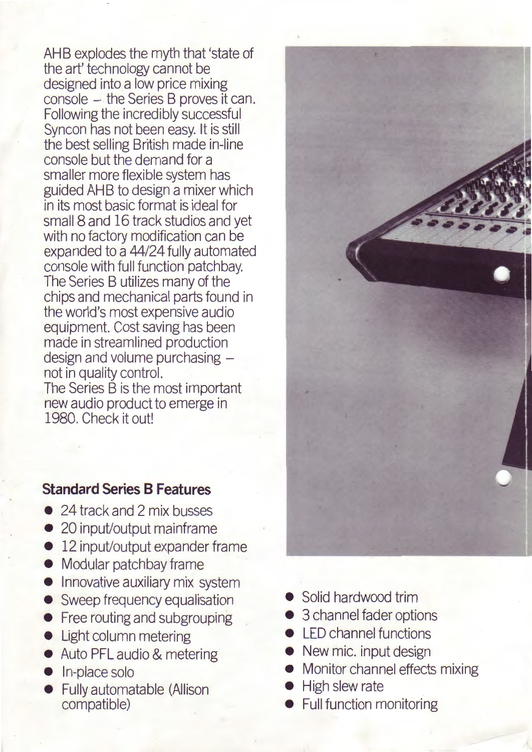AHB explodes the myth that 'state of the art' technology cannot be designed into a low price mixing console – the Series B proves it can. Following the incredibly successful Syncon has not been easy. It is still the best selling British made in-line console but the demand for a smaller more flexible system has guided AHB to design a mixer which in its most basic format is ideal for small 8 and 16 track studios and yet with no factory modification can be expanded to a 44/24 fully automated console with full function patchbay. The Series B utilizes many of the chips and mechanical parts found in the world's most expensive audio equipment. Cost saving has been made in streamlined production design and volume purchasing – not in quality control.
The Series B is the most important new audio product to emerge in 1980. Check it out!

### Standard Series B Features

- 24 track and 2 mix busses
- 20 input/output mainframe
- 12 input/output expander frame
- Modular patchbay frame
- Innovative auxiliary mix system
- Sweep frequency equalisation
- Free routing and subgrouping
- Light column metering
- Auto PFL audio & metering
- In-place solo
- Fully automatable (Allison compatible)
- Solid hardwood trim
- 3 channel fader options
- LED channel functions
- New mic. input design
- Monitor channel effects mixing
- High slew rate
- Full function monitoring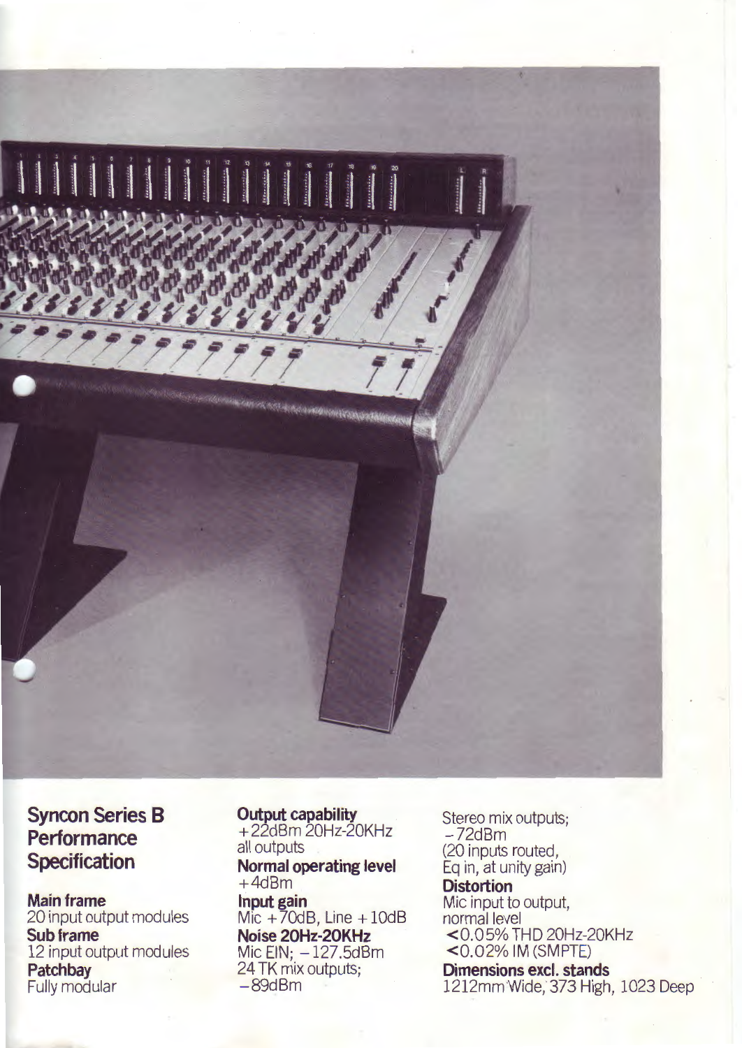## Syncon Series B Performance Specification

**Main frame**
20 input output modules

**Sub frame**
12 input output modules

**Patchbay**
Fully modular

**Output capability**
+22dBm 20Hz-20KHz
all outputs

**Normal operating level**
+4dBm

**Input gain**
Mic +70dB, Line +10dB

**Noise 20Hz-20KHz**
Mic EIN; −127.5dBm
24 TK mix outputs;
−89dBm
Stereo mix outputs;
−72dBm
(20 inputs routed,
Eq in, at unity gain)

**Distortion**
Mic input to output,
normal level
<0.05% THD 20Hz-20KHz
<0.02% IM (SMPTE)

**Dimensions excl. stands**
1212mm Wide, 373 High, 1023 Deep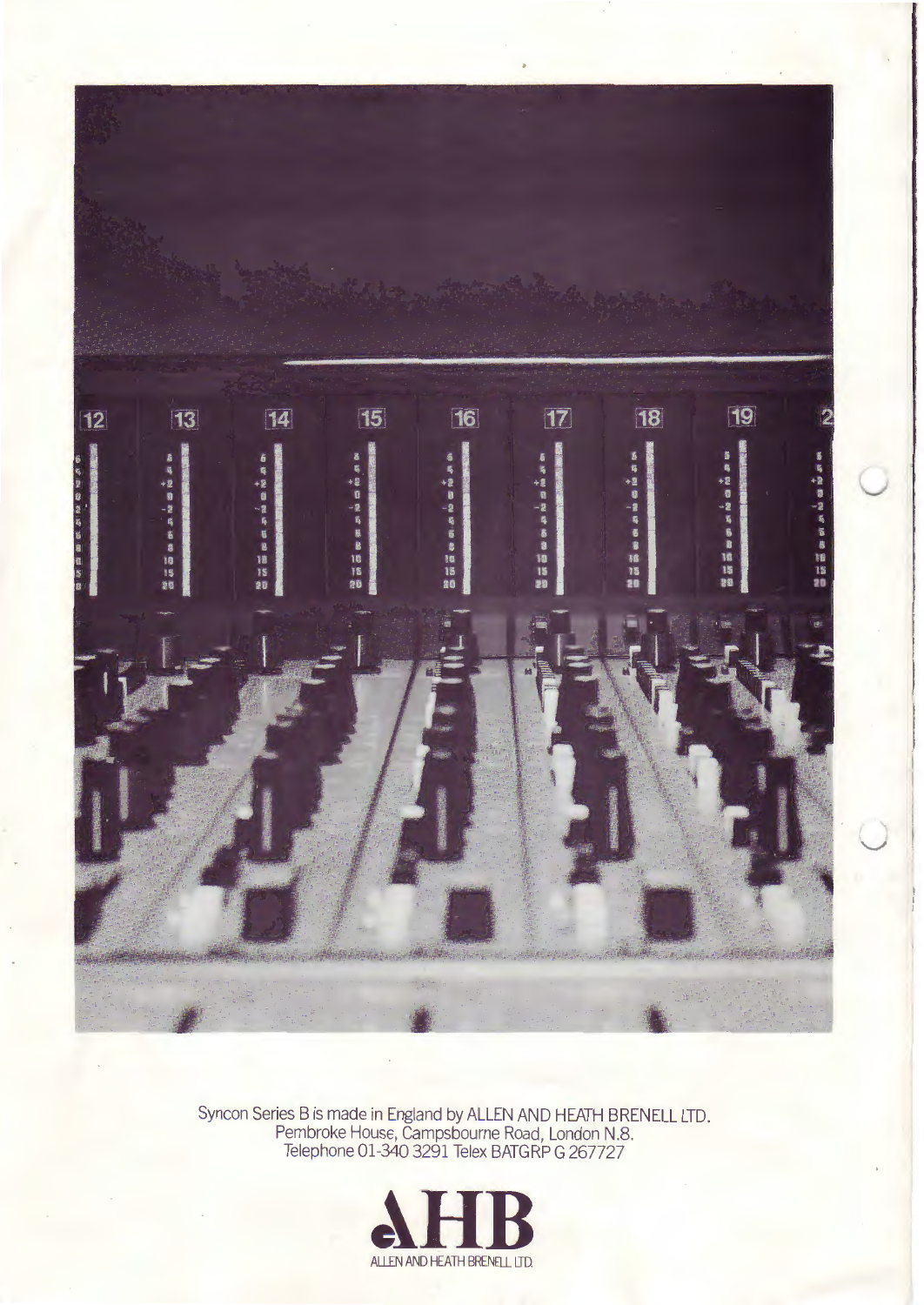Syncon Series B is made in England by ALLEN AND HEATH BRENELL LTD.
Pembroke House, Campsbourne Road, London N.8.
Telephone 01-340 3291 Telex BATGRP G 267727

**AHB**

ALLEN AND HEATH BRENELL LTD.